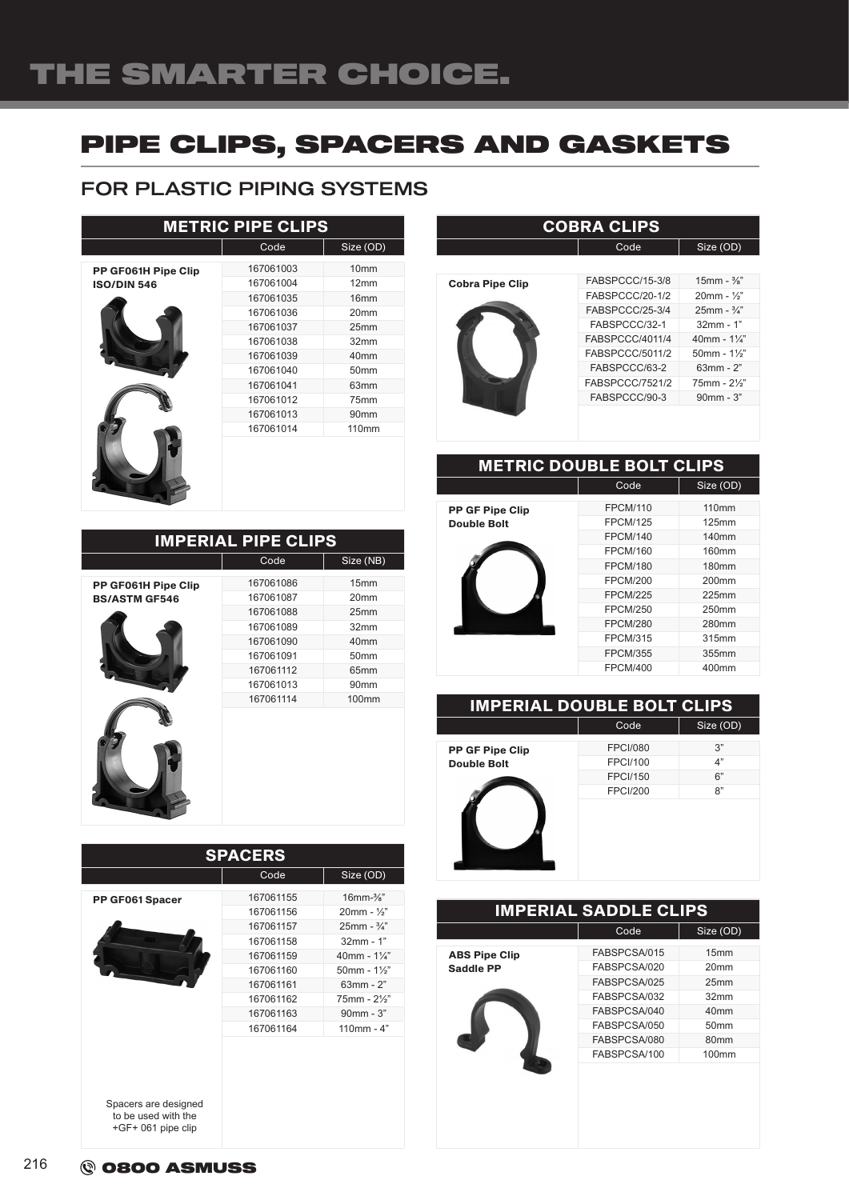# PIPE CLIPS, SPACERS AND GASKETS

## FOR PLASTIC PIPING SYSTEMS

### METRIC PIPE CLIPS

| | Code | Size (OD) |
|---|---|---|
| **PP GF061H Pipe Clip ISO/DIN 546** | 167061003 | 10mm |
| | 167061004 | 12mm |
| | 167061035 | 16mm |
| | 167061036 | 20mm |
| | 167061037 | 25mm |
| | 167061038 | 32mm |
| | 167061039 | 40mm |
| | 167061040 | 50mm |
| | 167061041 | 63mm |
| | 167061012 | 75mm |
| | 167061013 | 90mm |
| | 167061014 | 110mm |

### IMPERIAL PIPE CLIPS

| | Code | Size (NB) |
|---|---|---|
| **PP GF061H Pipe Clip BS/ASTM GF546** | 167061086 | 15mm |
| | 167061087 | 20mm |
| | 167061088 | 25mm |
| | 167061089 | 32mm |
| | 167061090 | 40mm |
| | 167061091 | 50mm |
| | 167061112 | 65mm |
| | 167061013 | 90mm |
| | 167061114 | 100mm |

### SPACERS

| | Code | Size (OD) |
|---|---|---|
| **PP GF061 Spacer** | 167061155 | 16mm-⅜" |
| | 167061156 | 20mm - ½" |
| | 167061157 | 25mm - ¾" |
| | 167061158 | 32mm - 1" |
| | 167061159 | 40mm - 1¼" |
| | 167061160 | 50mm - 1½" |
| | 167061161 | 63mm - 2" |
| | 167061162 | 75mm - 2½" |
| | 167061163 | 90mm - 3" |
| | 167061164 | 110mm - 4" |

Spacers are designed to be used with the +GF+ 061 pipe clip

### COBRA CLIPS

| | Code | Size (OD) |
|---|---|---|
| **Cobra Pipe Clip** | FABSPCCC/15-3/8 | 15mm - ⅜" |
| | FABSPCCC/20-1/2 | 20mm - ½" |
| | FABSPCCC/25-3/4 | 25mm - ¾" |
| | FABSPCCC/32-1 | 32mm - 1" |
| | FABSPCCC/4011/4 | 40mm - 1¼" |
| | FABSPCCC/5011/2 | 50mm - 1½" |
| | FABSPCCC/63-2 | 63mm - 2" |
| | FABSPCCC/7521/2 | 75mm - 2½" |
| | FABSPCCC/90-3 | 90mm - 3" |

### METRIC DOUBLE BOLT CLIPS

| | Code | Size (OD) |
|---|---|---|
| **PP GF Pipe Clip Double Bolt** | FPCM/110 | 110mm |
| | FPCM/125 | 125mm |
| | FPCM/140 | 140mm |
| | FPCM/160 | 160mm |
| | FPCM/180 | 180mm |
| | FPCM/200 | 200mm |
| | FPCM/225 | 225mm |
| | FPCM/250 | 250mm |
| | FPCM/280 | 280mm |
| | FPCM/315 | 315mm |
| | FPCM/355 | 355mm |
| | FPCM/400 | 400mm |

### IMPERIAL DOUBLE BOLT CLIPS

| | Code | Size (OD) |
|---|---|---|
| **PP GF Pipe Clip Double Bolt** | FPCI/080 | 3" |
| | FPCI/100 | 4" |
| | FPCI/150 | 6" |
| | FPCI/200 | 8" |

### IMPERIAL SADDLE CLIPS

| | Code | Size (OD) |
|---|---|---|
| **ABS Pipe Clip Saddle PP** | FABSPCSA/015 | 15mm |
| | FABSPCSA/020 | 20mm |
| | FABSPCSA/025 | 25mm |
| | FABSPCSA/032 | 32mm |
| | FABSPCSA/040 | 40mm |
| | FABSPCSA/050 | 50mm |
| | FABSPCSA/080 | 80mm |
| | FABSPCSA/100 | 100mm |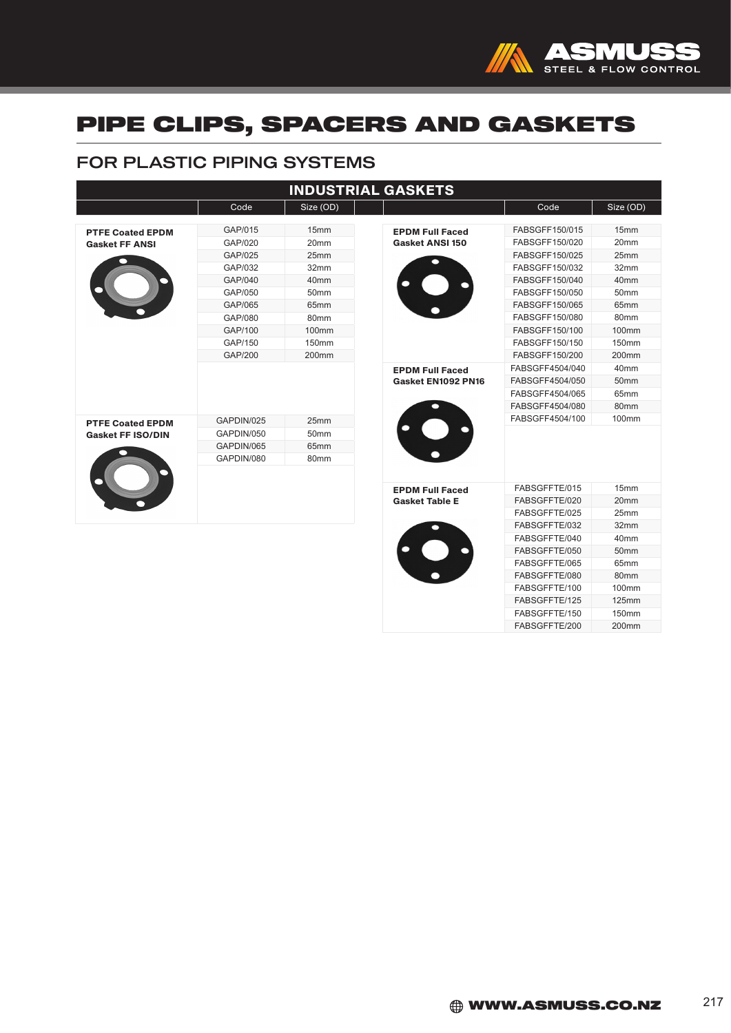# PIPE CLIPS, SPACERS AND GASKETS

## FOR PLASTIC PIPING SYSTEMS

### INDUSTRIAL GASKETS

| Product | Code | Size (OD) |
|---|---|---|
| **PTFE Coated EPDM Gasket FF ANSI** | GAP/015 | 15mm |
| | GAP/020 | 20mm |
| | GAP/025 | 25mm |
| | GAP/032 | 32mm |
| | GAP/040 | 40mm |
| | GAP/050 | 50mm |
| | GAP/065 | 65mm |
| | GAP/080 | 80mm |
| | GAP/100 | 100mm |
| | GAP/150 | 150mm |
| | GAP/200 | 200mm |
| **PTFE Coated EPDM Gasket FF ISO/DIN** | GAPDIN/025 | 25mm |
| | GAPDIN/050 | 50mm |
| | GAPDIN/065 | 65mm |
| | GAPDIN/080 | 80mm |

| Product | Code | Size (OD) |
|---|---|---|
| **EPDM Full Faced Gasket ANSI 150** | FABSGFF150/015 | 15mm |
| | FABSGFF150/020 | 20mm |
| | FABSGFF150/025 | 25mm |
| | FABSGFF150/032 | 32mm |
| | FABSGFF150/040 | 40mm |
| | FABSGFF150/050 | 50mm |
| | FABSGFF150/065 | 65mm |
| | FABSGFF150/080 | 80mm |
| | FABSGFF150/100 | 100mm |
| | FABSGFF150/150 | 150mm |
| | FABSGFF150/200 | 200mm |
| **EPDM Full Faced Gasket EN1092 PN16** | FABSGFF4504/040 | 40mm |
| | FABSGFF4504/050 | 50mm |
| | FABSGFF4504/065 | 65mm |
| | FABSGFF4504/080 | 80mm |
| | FABSGFF4504/100 | 100mm |
| **EPDM Full Faced Gasket Table E** | FABSGFFTE/015 | 15mm |
| | FABSGFFTE/020 | 20mm |
| | FABSGFFTE/025 | 25mm |
| | FABSGFFTE/032 | 32mm |
| | FABSGFFTE/040 | 40mm |
| | FABSGFFTE/050 | 50mm |
| | FABSGFFTE/065 | 65mm |
| | FABSGFFTE/080 | 80mm |
| | FABSGFFTE/100 | 100mm |
| | FABSGFFTE/125 | 125mm |
| | FABSGFFTE/150 | 150mm |
| | FABSGFFTE/200 | 200mm |

WWW.ASMUSS.CO.NZ